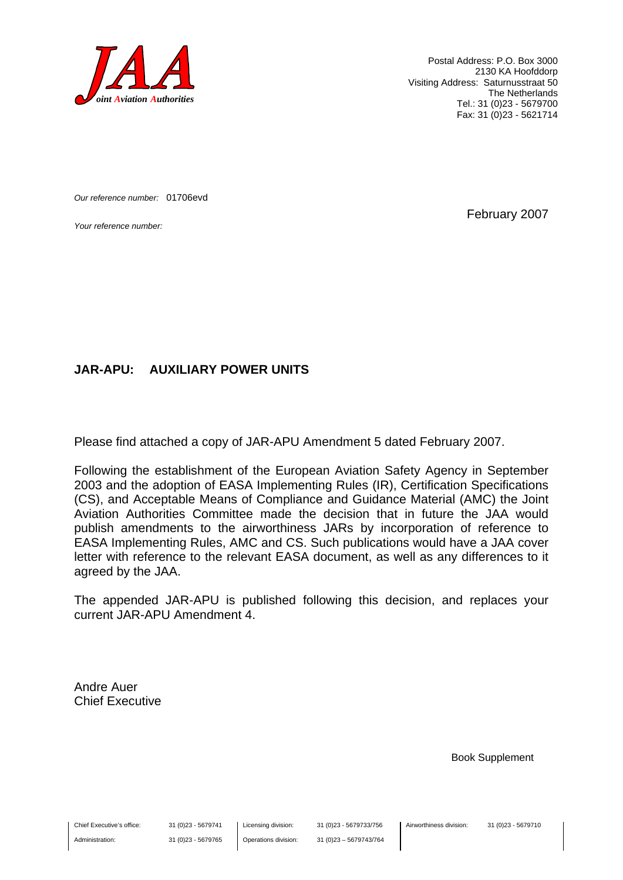**JAA**
*Joint Aviation Authorities*

Postal Address: P.O. Box 3000
2130 KA Hoofddorp
Visiting Address: Saturnusstraat 50
The Netherlands
Tel.: 31 (0)23 - 5679700
Fax: 31 (0)23 - 5621714

*Our reference number:* 01706evd

*Your reference number:*

February 2007

**JAR-APU: AUXILIARY POWER UNITS**

Please find attached a copy of JAR-APU Amendment 5 dated February 2007.

Following the establishment of the European Aviation Safety Agency in September 2003 and the adoption of EASA Implementing Rules (IR), Certification Specifications (CS), and Acceptable Means of Compliance and Guidance Material (AMC) the Joint Aviation Authorities Committee made the decision that in future the JAA would publish amendments to the airworthiness JARs by incorporation of reference to EASA Implementing Rules, AMC and CS. Such publications would have a JAA cover letter with reference to the relevant EASA document, as well as any differences to it agreed by the JAA.

The appended JAR-APU is published following this decision, and replaces your current JAR-APU Amendment 4.

Andre Auer
Chief Executive

Book Supplement

| Chief Executive's office: | 31 (0)23 - 5679741 | Licensing division: | 31 (0)23 - 5679733/756 | Airworthiness division: | 31 (0)23 - 5679710 |
|---|---|---|---|---|---|
| Administration: | 31 (0)23 - 5679765 | Operations division: | 31 (0)23 – 5679743/764 | | |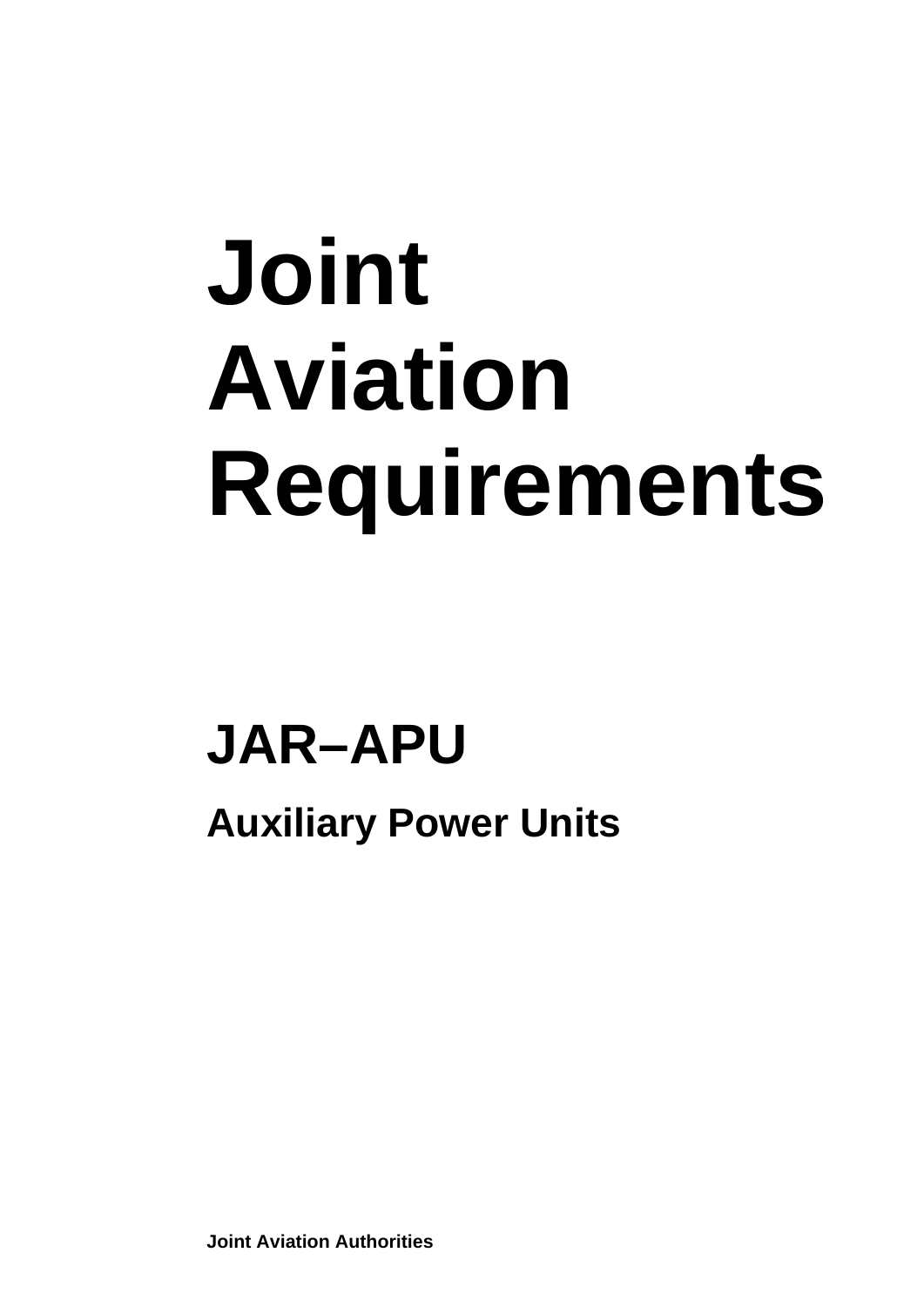# Joint Aviation Requirements

## JAR–APU

### Auxiliary Power Units

**Joint Aviation Authorities**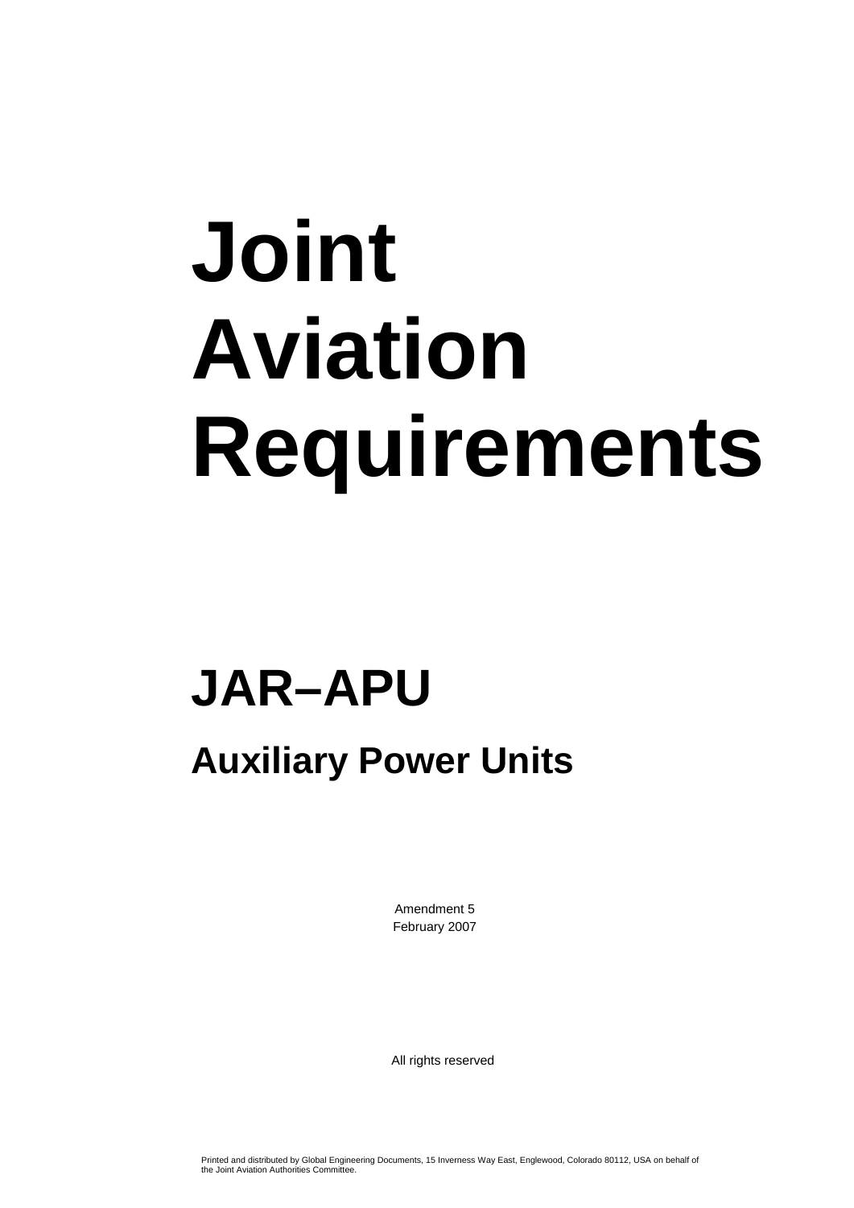# Joint Aviation Requirements

## JAR–APU

### Auxiliary Power Units

Amendment 5
February 2007

All rights reserved

Printed and distributed by Global Engineering Documents, 15 Inverness Way East, Englewood, Colorado 80112, USA on behalf of the Joint Aviation Authorities Committee.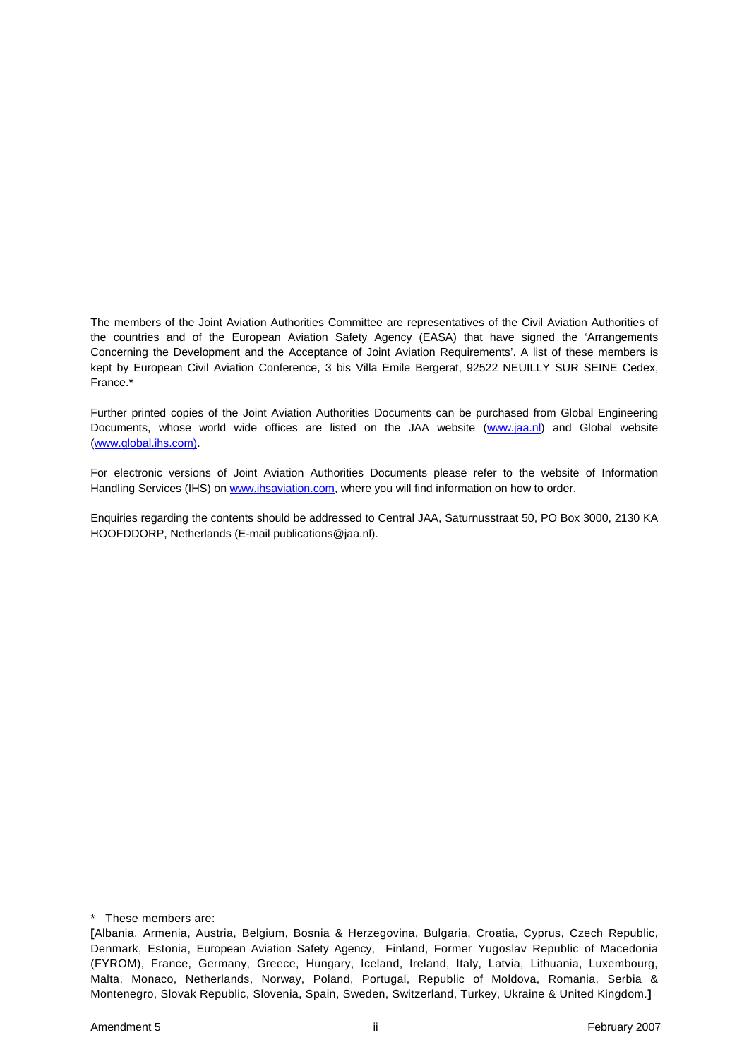The members of the Joint Aviation Authorities Committee are representatives of the Civil Aviation Authorities of the countries and of the European Aviation Safety Agency (EASA) that have signed the 'Arrangements Concerning the Development and the Acceptance of Joint Aviation Requirements'. A list of these members is kept by European Civil Aviation Conference, 3 bis Villa Emile Bergerat, 92522 NEUILLY SUR SEINE Cedex, France.*

Further printed copies of the Joint Aviation Authorities Documents can be purchased from Global Engineering Documents, whose world wide offices are listed on the JAA website (www.jaa.nl) and Global website (www.global.ihs.com).

For electronic versions of Joint Aviation Authorities Documents please refer to the website of Information Handling Services (IHS) on www.ihsaviation.com, where you will find information on how to order.

Enquiries regarding the contents should be addressed to Central JAA, Saturnusstraat 50, PO Box 3000, 2130 KA HOOFDDORP, Netherlands (E-mail publications@jaa.nl).

\* These members are:

**[**Albania, Armenia, Austria, Belgium, Bosnia & Herzegovina, Bulgaria, Croatia, Cyprus, Czech Republic, Denmark, Estonia, European Aviation Safety Agency, Finland, Former Yugoslav Republic of Macedonia (FYROM), France, Germany, Greece, Hungary, Iceland, Ireland, Italy, Latvia, Lithuania, Luxembourg, Malta, Monaco, Netherlands, Norway, Poland, Portugal, Republic of Moldova, Romania, Serbia & Montenegro, Slovak Republic, Slovenia, Spain, Sweden, Switzerland, Turkey, Ukraine & United Kingdom.**]**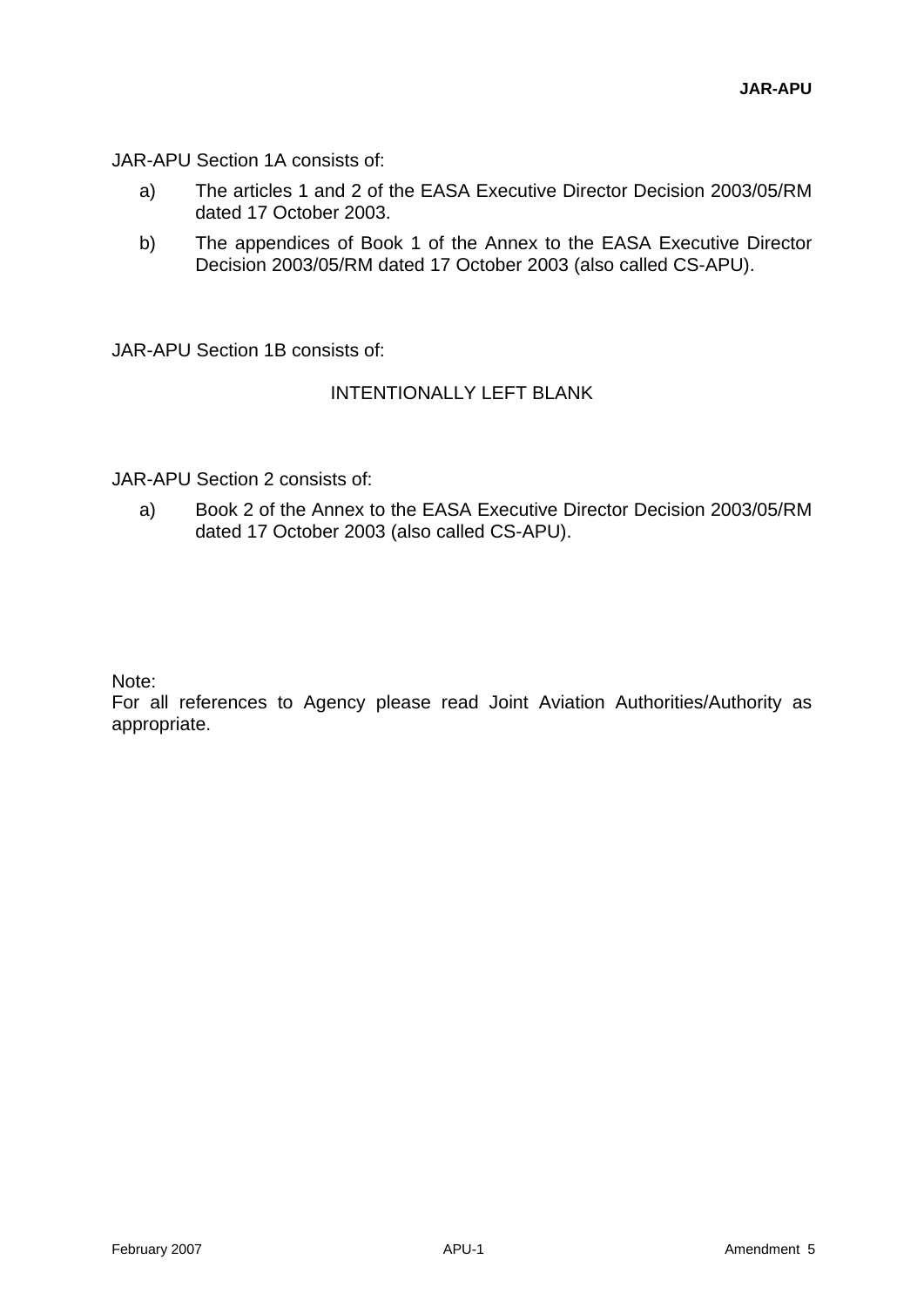JAR-APU Section 1A consists of:

a) The articles 1 and 2 of the EASA Executive Director Decision 2003/05/RM dated 17 October 2003.

b) The appendices of Book 1 of the Annex to the EASA Executive Director Decision 2003/05/RM dated 17 October 2003 (also called CS-APU).

JAR-APU Section 1B consists of:

INTENTIONALLY LEFT BLANK

JAR-APU Section 2 consists of:

a) Book 2 of the Annex to the EASA Executive Director Decision 2003/05/RM dated 17 October 2003 (also called CS-APU).

Note:
For all references to Agency please read Joint Aviation Authorities/Authority as appropriate.